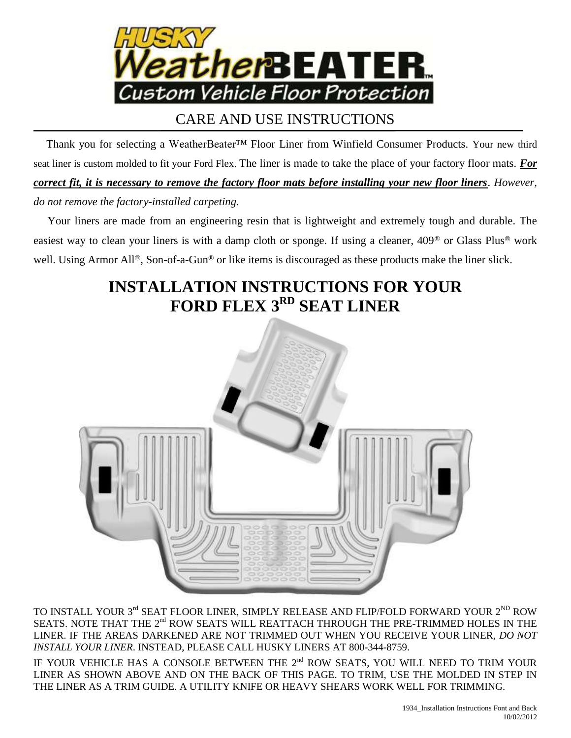# HUSKY WeatherBEATER™ Custom Vehicle Floor Protection

## CARE AND USE INSTRUCTIONS

Thank you for selecting a WeatherBeater™ Floor Liner from Winfield Consumer Products. Your new third seat liner is custom molded to fit your Ford Flex. The liner is made to take the place of your factory floor mats. ***For correct fit, it is necessary to remove the factory floor mats before installing your new floor liners***. *However, do not remove the factory-installed carpeting.*

Your liners are made from an engineering resin that is lightweight and extremely tough and durable. The easiest way to clean your liners is with a damp cloth or sponge. If using a cleaner, 409® or Glass Plus® work well. Using Armor All®, Son-of-a-Gun® or like items is discouraged as these products make the liner slick.

## INSTALLATION INSTRUCTIONS FOR YOUR FORD FLEX 3RD SEAT LINER

TO INSTALL YOUR 3rd SEAT FLOOR LINER, SIMPLY RELEASE AND FLIP/FOLD FORWARD YOUR 2ND ROW SEATS. NOTE THAT THE 2nd ROW SEATS WILL REATTACH THROUGH THE PRE-TRIMMED HOLES IN THE LINER. IF THE AREAS DARKENED ARE NOT TRIMMED OUT WHEN YOU RECEIVE YOUR LINER, *DO NOT INSTALL YOUR LINER*. INSTEAD, PLEASE CALL HUSKY LINERS AT 800-344-8759.

IF YOUR VEHICLE HAS A CONSOLE BETWEEN THE 2nd ROW SEATS, YOU WILL NEED TO TRIM YOUR LINER AS SHOWN ABOVE AND ON THE BACK OF THIS PAGE. TO TRIM, USE THE MOLDED IN STEP IN THE LINER AS A TRIM GUIDE. A UTILITY KNIFE OR HEAVY SHEARS WORK WELL FOR TRIMMING.

1934_Installation Instructions Font and Back
10/02/2012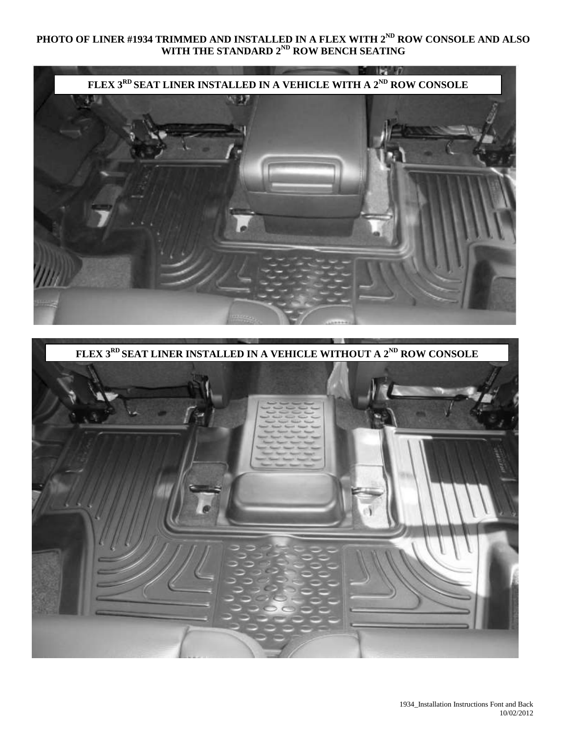**PHOTO OF LINER #1934 TRIMMED AND INSTALLED IN A FLEX WITH 2ND ROW CONSOLE AND ALSO WITH THE STANDARD 2ND ROW BENCH SEATING**

FLEX 3RD SEAT LINER INSTALLED IN A VEHICLE WITH A 2ND ROW CONSOLE

FLEX 3RD SEAT LINER INSTALLED IN A VEHICLE WITHOUT A 2ND ROW CONSOLE

1934_Installation Instructions Font and Back
10/02/2012